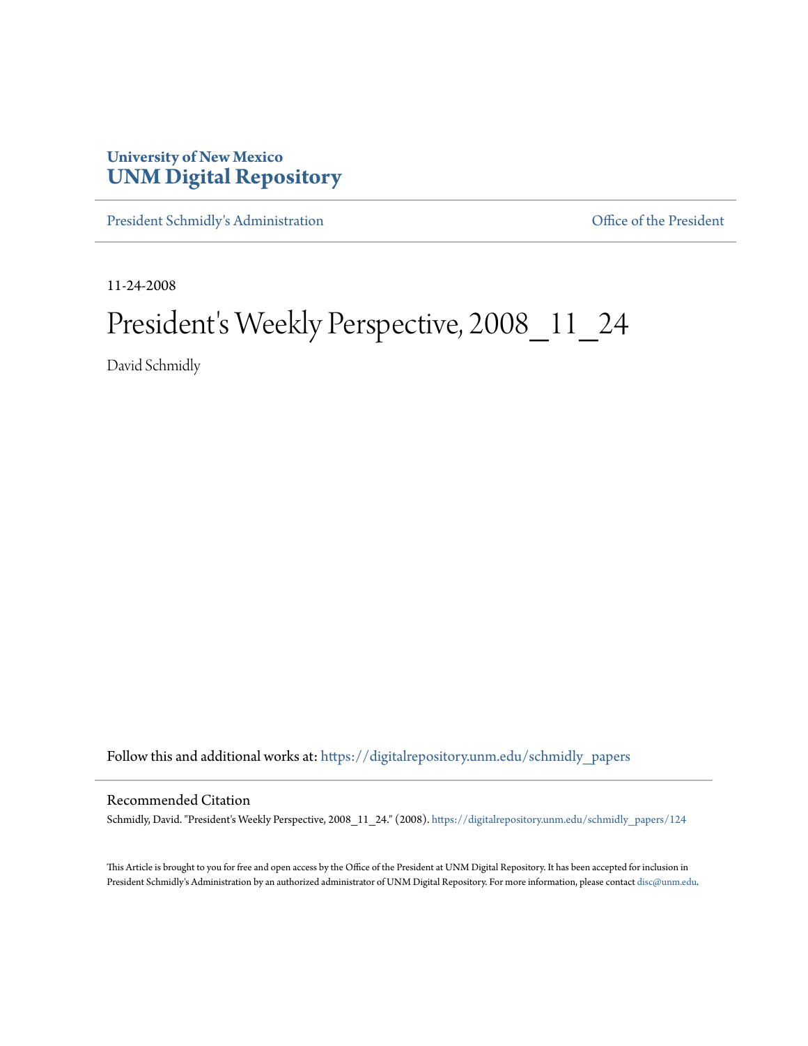University of New Mexico
**UNM Digital Repository**

President Schmidly's Administration | Office of the President

11-24-2008

# President's Weekly Perspective, 2008_11_24

David Schmidly

Follow this and additional works at: https://digitalrepository.unm.edu/schmidly_papers

## Recommended Citation

Schmidly, David. "President's Weekly Perspective, 2008_11_24." (2008). https://digitalrepository.unm.edu/schmidly_papers/124

This Article is brought to you for free and open access by the Office of the President at UNM Digital Repository. It has been accepted for inclusion in President Schmidly's Administration by an authorized administrator of UNM Digital Repository. For more information, please contact disc@unm.edu.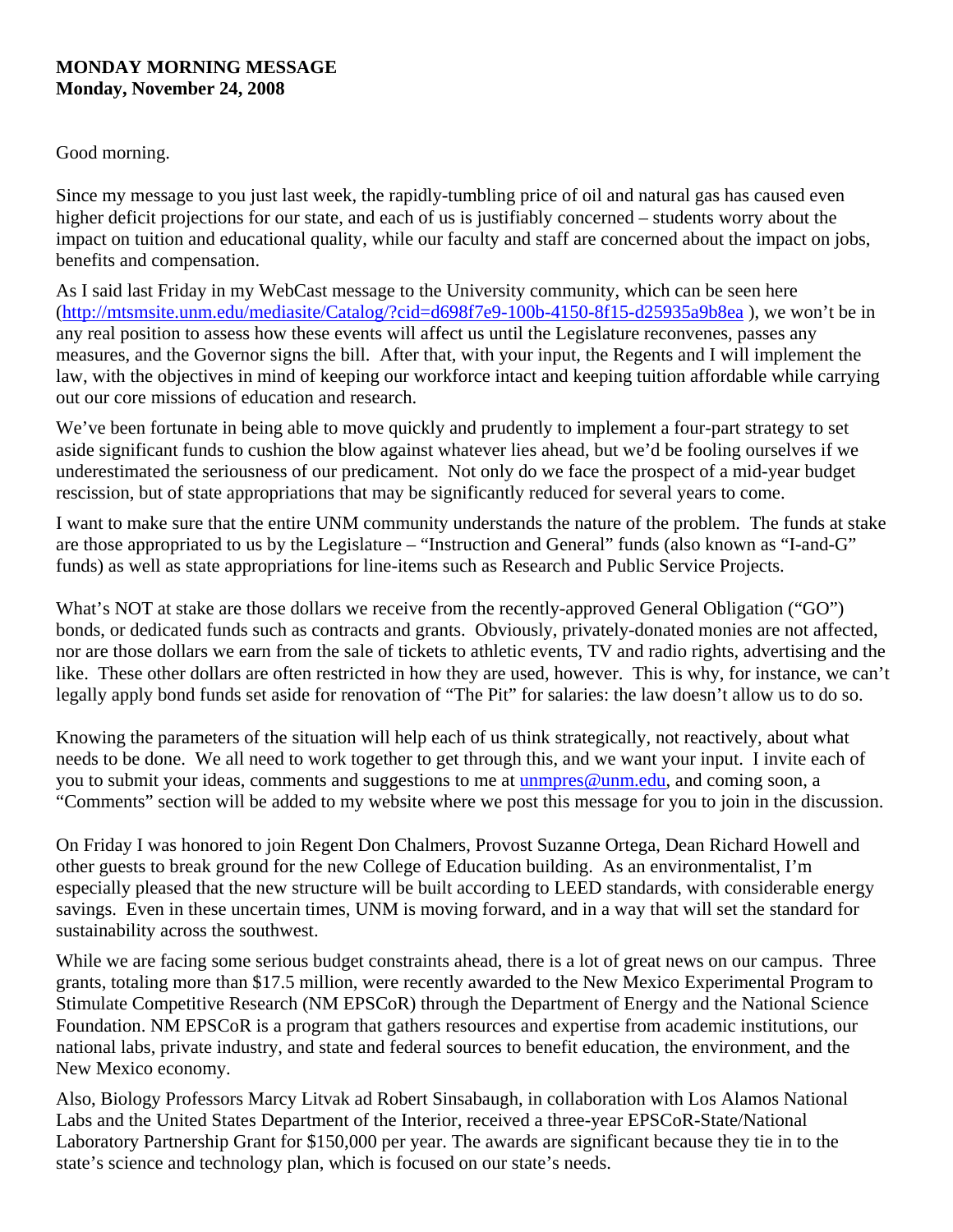**MONDAY MORNING MESSAGE**
**Monday, November 24, 2008**

Good morning.

Since my message to you just last week, the rapidly-tumbling price of oil and natural gas has caused even higher deficit projections for our state, and each of us is justifiably concerned – students worry about the impact on tuition and educational quality, while our faculty and staff are concerned about the impact on jobs, benefits and compensation.

As I said last Friday in my WebCast message to the University community, which can be seen here (http://mtsmsite.unm.edu/mediasite/Catalog/?cid=d698f7e9-100b-4150-8f15-d25935a9b8ea ), we won't be in any real position to assess how these events will affect us until the Legislature reconvenes, passes any measures, and the Governor signs the bill. After that, with your input, the Regents and I will implement the law, with the objectives in mind of keeping our workforce intact and keeping tuition affordable while carrying out our core missions of education and research.

We've been fortunate in being able to move quickly and prudently to implement a four-part strategy to set aside significant funds to cushion the blow against whatever lies ahead, but we'd be fooling ourselves if we underestimated the seriousness of our predicament. Not only do we face the prospect of a mid-year budget rescission, but of state appropriations that may be significantly reduced for several years to come.

I want to make sure that the entire UNM community understands the nature of the problem. The funds at stake are those appropriated to us by the Legislature – "Instruction and General" funds (also known as "I-and-G" funds) as well as state appropriations for line-items such as Research and Public Service Projects.

What's NOT at stake are those dollars we receive from the recently-approved General Obligation ("GO") bonds, or dedicated funds such as contracts and grants. Obviously, privately-donated monies are not affected, nor are those dollars we earn from the sale of tickets to athletic events, TV and radio rights, advertising and the like. These other dollars are often restricted in how they are used, however. This is why, for instance, we can't legally apply bond funds set aside for renovation of "The Pit" for salaries: the law doesn't allow us to do so.

Knowing the parameters of the situation will help each of us think strategically, not reactively, about what needs to be done. We all need to work together to get through this, and we want your input. I invite each of you to submit your ideas, comments and suggestions to me at unmpres@unm.edu, and coming soon, a "Comments" section will be added to my website where we post this message for you to join in the discussion.

On Friday I was honored to join Regent Don Chalmers, Provost Suzanne Ortega, Dean Richard Howell and other guests to break ground for the new College of Education building. As an environmentalist, I'm especially pleased that the new structure will be built according to LEED standards, with considerable energy savings. Even in these uncertain times, UNM is moving forward, and in a way that will set the standard for sustainability across the southwest.

While we are facing some serious budget constraints ahead, there is a lot of great news on our campus. Three grants, totaling more than $17.5 million, were recently awarded to the New Mexico Experimental Program to Stimulate Competitive Research (NM EPSCoR) through the Department of Energy and the National Science Foundation. NM EPSCoR is a program that gathers resources and expertise from academic institutions, our national labs, private industry, and state and federal sources to benefit education, the environment, and the New Mexico economy.

Also, Biology Professors Marcy Litvak ad Robert Sinsabaugh, in collaboration with Los Alamos National Labs and the United States Department of the Interior, received a three-year EPSCoR-State/National Laboratory Partnership Grant for $150,000 per year. The awards are significant because they tie in to the state's science and technology plan, which is focused on our state's needs.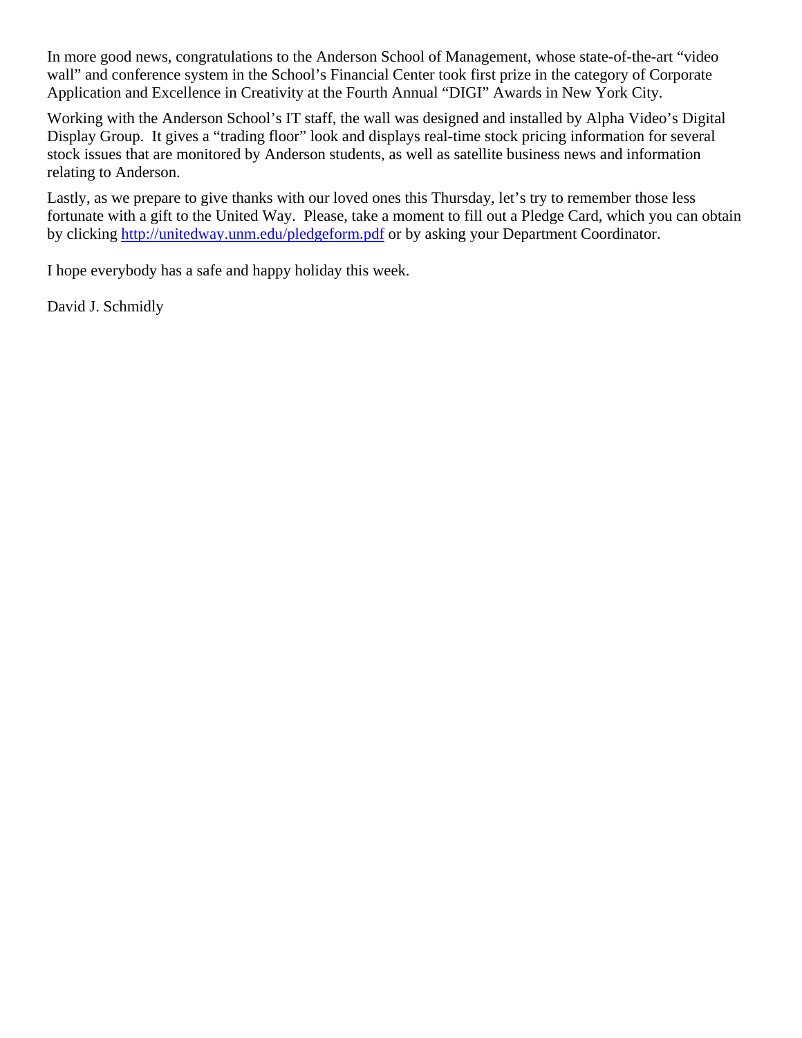In more good news, congratulations to the Anderson School of Management, whose state-of-the-art “video wall” and conference system in the School’s Financial Center took first prize in the category of Corporate Application and Excellence in Creativity at the Fourth Annual “DIGI” Awards in New York City.

Working with the Anderson School’s IT staff, the wall was designed and installed by Alpha Video’s Digital Display Group. It gives a “trading floor” look and displays real-time stock pricing information for several stock issues that are monitored by Anderson students, as well as satellite business news and information relating to Anderson.

Lastly, as we prepare to give thanks with our loved ones this Thursday, let’s try to remember those less fortunate with a gift to the United Way. Please, take a moment to fill out a Pledge Card, which you can obtain by clicking [http://unitedway.unm.edu/pledgeform.pdf](http://unitedway.unm.edu/pledgeform.pdf) or by asking your Department Coordinator.

I hope everybody has a safe and happy holiday this week.

David J. Schmidly